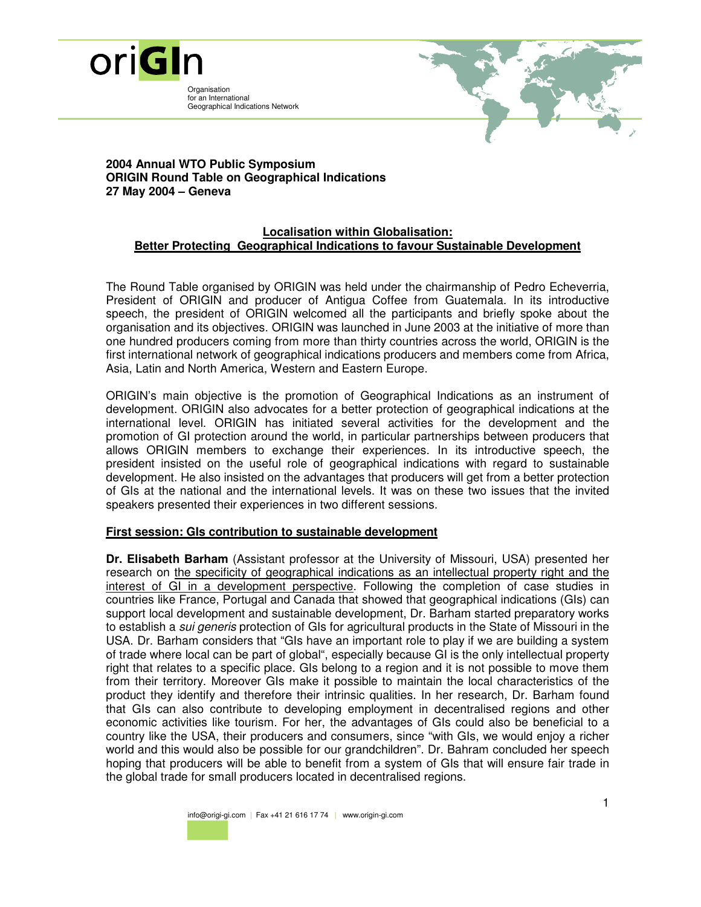**oriGIn**

Organisation
for an International
Geographical Indications Network

**2004 Annual WTO Public Symposium**
**ORIGIN Round Table on Geographical Indications**
**27 May 2004 – Geneva**

## Localisation within Globalisation: Better Protecting Geographical Indications to favour Sustainable Development

The Round Table organised by ORIGIN was held under the chairmanship of Pedro Echeverria, President of ORIGIN and producer of Antigua Coffee from Guatemala. In its introductive speech, the president of ORIGIN welcomed all the participants and briefly spoke about the organisation and its objectives. ORIGIN was launched in June 2003 at the initiative of more than one hundred producers coming from more than thirty countries across the world, ORIGIN is the first international network of geographical indications producers and members come from Africa, Asia, Latin and North America, Western and Eastern Europe.

ORIGIN's main objective is the promotion of Geographical Indications as an instrument of development. ORIGIN also advocates for a better protection of geographical indications at the international level. ORIGIN has initiated several activities for the development and the promotion of GI protection around the world, in particular partnerships between producers that allows ORIGIN members to exchange their experiences. In its introductive speech, the president insisted on the useful role of geographical indications with regard to sustainable development. He also insisted on the advantages that producers will get from a better protection of GIs at the national and the international levels. It was on these two issues that the invited speakers presented their experiences in two different sessions.

### First session: GIs contribution to sustainable development

**Dr. Elisabeth Barham** (Assistant professor at the University of Missouri, USA) presented her research on the specificity of geographical indications as an intellectual property right and the interest of GI in a development perspective. Following the completion of case studies in countries like France, Portugal and Canada that showed that geographical indications (GIs) can support local development and sustainable development, Dr. Barham started preparatory works to establish a *sui generis* protection of GIs for agricultural products in the State of Missouri in the USA. Dr. Barham considers that "GIs have an important role to play if we are building a system of trade where local can be part of global", especially because GI is the only intellectual property right that relates to a specific place. GIs belong to a region and it is not possible to move them from their territory. Moreover GIs make it possible to maintain the local characteristics of the product they identify and therefore their intrinsic qualities. In her research, Dr. Barham found that GIs can also contribute to developing employment in decentralised regions and other economic activities like tourism. For her, the advantages of GIs could also be beneficial to a country like the USA, their producers and consumers, since "with GIs, we would enjoy a richer world and this would also be possible for our grandchildren". Dr. Bahram concluded her speech hoping that producers will be able to benefit from a system of GIs that will ensure fair trade in the global trade for small producers located in decentralised regions.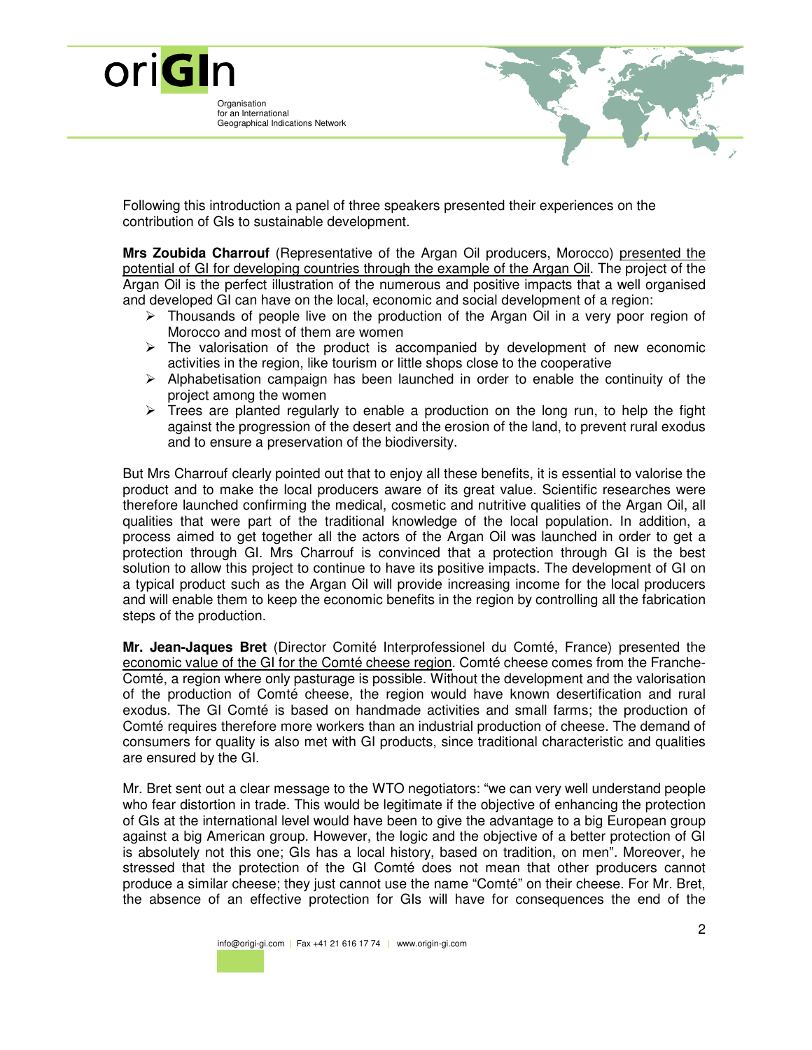Following this introduction a panel of three speakers presented their experiences on the contribution of GIs to sustainable development.

**Mrs Zoubida Charrouf** (Representative of the Argan Oil producers, Morocco) presented the potential of GI for developing countries through the example of the Argan Oil. The project of the Argan Oil is the perfect illustration of the numerous and positive impacts that a well organised and developed GI can have on the local, economic and social development of a region:

- Thousands of people live on the production of the Argan Oil in a very poor region of Morocco and most of them are women
- The valorisation of the product is accompanied by development of new economic activities in the region, like tourism or little shops close to the cooperative
- Alphabetisation campaign has been launched in order to enable the continuity of the project among the women
- Trees are planted regularly to enable a production on the long run, to help the fight against the progression of the desert and the erosion of the land, to prevent rural exodus and to ensure a preservation of the biodiversity.

But Mrs Charrouf clearly pointed out that to enjoy all these benefits, it is essential to valorise the product and to make the local producers aware of its great value. Scientific researches were therefore launched confirming the medical, cosmetic and nutritive qualities of the Argan Oil, all qualities that were part of the traditional knowledge of the local population. In addition, a process aimed to get together all the actors of the Argan Oil was launched in order to get a protection through GI. Mrs Charrouf is convinced that a protection through GI is the best solution to allow this project to continue to have its positive impacts. The development of GI on a typical product such as the Argan Oil will provide increasing income for the local producers and will enable them to keep the economic benefits in the region by controlling all the fabrication steps of the production.

**Mr. Jean-Jaques Bret** (Director Comité Interprofessionel du Comté, France) presented the economic value of the GI for the Comté cheese region. Comté cheese comes from the Franche-Comté, a region where only pasturage is possible. Without the development and the valorisation of the production of Comté cheese, the region would have known desertification and rural exodus. The GI Comté is based on handmade activities and small farms; the production of Comté requires therefore more workers than an industrial production of cheese. The demand of consumers for quality is also met with GI products, since traditional characteristic and qualities are ensured by the GI.

Mr. Bret sent out a clear message to the WTO negotiators: "we can very well understand people who fear distortion in trade. This would be legitimate if the objective of enhancing the protection of GIs at the international level would have been to give the advantage to a big European group against a big American group. However, the logic and the objective of a better protection of GI is absolutely not this one; GIs has a local history, based on tradition, on men". Moreover, he stressed that the protection of the GI Comté does not mean that other producers cannot produce a similar cheese; they just cannot use the name "Comté" on their cheese. For Mr. Bret, the absence of an effective protection for GIs will have for consequences the end of the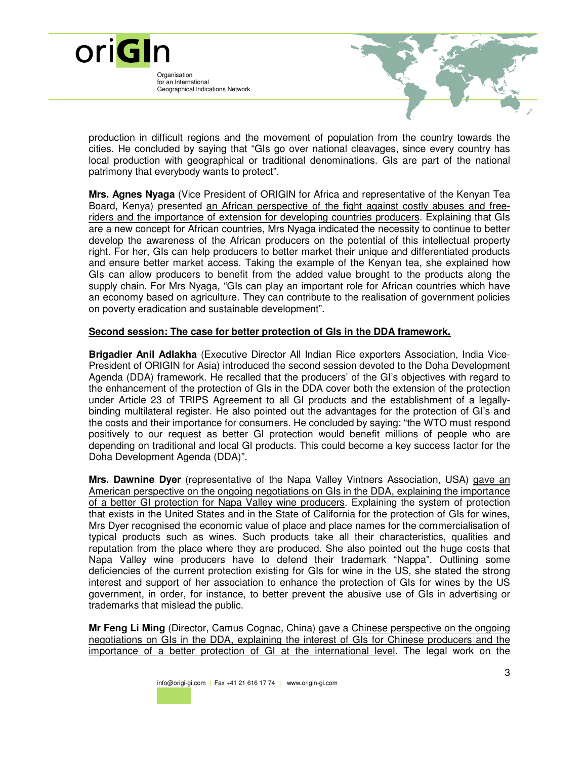production in difficult regions and the movement of population from the country towards the cities. He concluded by saying that "GIs go over national cleavages, since every country has local production with geographical or traditional denominations. GIs are part of the national patrimony that everybody wants to protect".

**Mrs. Agnes Nyaga** (Vice President of ORIGIN for Africa and representative of the Kenyan Tea Board, Kenya) presented an African perspective of the fight against costly abuses and free-riders and the importance of extension for developing countries producers. Explaining that GIs are a new concept for African countries, Mrs Nyaga indicated the necessity to continue to better develop the awareness of the African producers on the potential of this intellectual property right. For her, GIs can help producers to better market their unique and differentiated products and ensure better market access. Taking the example of the Kenyan tea, she explained how GIs can allow producers to benefit from the added value brought to the products along the supply chain. For Mrs Nyaga, "GIs can play an important role for African countries which have an economy based on agriculture. They can contribute to the realisation of government policies on poverty eradication and sustainable development".

**Second session: The case for better protection of GIs in the DDA framework.**

**Brigadier Anil Adlakha** (Executive Director All Indian Rice exporters Association, India Vice-President of ORIGIN for Asia) introduced the second session devoted to the Doha Development Agenda (DDA) framework. He recalled that the producers' of the GI's objectives with regard to the enhancement of the protection of GIs in the DDA cover both the extension of the protection under Article 23 of TRIPS Agreement to all GI products and the establishment of a legally-binding multilateral register. He also pointed out the advantages for the protection of GI's and the costs and their importance for consumers. He concluded by saying: "the WTO must respond positively to our request as better GI protection would benefit millions of people who are depending on traditional and local GI products. This could become a key success factor for the Doha Development Agenda (DDA)".

**Mrs. Dawnine Dyer** (representative of the Napa Valley Vintners Association, USA) gave an American perspective on the ongoing negotiations on GIs in the DDA, explaining the importance of a better GI protection for Napa Valley wine producers. Explaining the system of protection that exists in the United States and in the State of California for the protection of GIs for wines, Mrs Dyer recognised the economic value of place and place names for the commercialisation of typical products such as wines. Such products take all their characteristics, qualities and reputation from the place where they are produced. She also pointed out the huge costs that Napa Valley wine producers have to defend their trademark "Nappa". Outlining some deficiencies of the current protection existing for GIs for wine in the US, she stated the strong interest and support of her association to enhance the protection of GIs for wines by the US government, in order, for instance, to better prevent the abusive use of GIs in advertising or trademarks that mislead the public.

**Mr Feng Li Ming** (Director, Camus Cognac, China) gave a Chinese perspective on the ongoing negotiations on GIs in the DDA, explaining the interest of GIs for Chinese producers and the importance of a better protection of GI at the international level. The legal work on the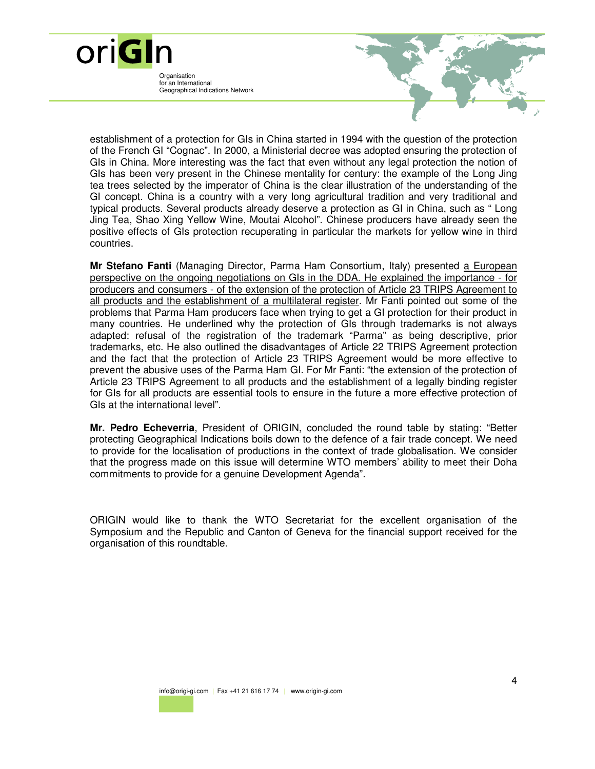establishment of a protection for GIs in China started in 1994 with the question of the protection of the French GI "Cognac". In 2000, a Ministerial decree was adopted ensuring the protection of GIs in China. More interesting was the fact that even without any legal protection the notion of GIs has been very present in the Chinese mentality for century: the example of the Long Jing tea trees selected by the imperator of China is the clear illustration of the understanding of the GI concept. China is a country with a very long agricultural tradition and very traditional and typical products. Several products already deserve a protection as GI in China, such as " Long Jing Tea, Shao Xing Yellow Wine, Moutai Alcohol". Chinese producers have already seen the positive effects of GIs protection recuperating in particular the markets for yellow wine in third countries.

**Mr Stefano Fanti** (Managing Director, Parma Ham Consortium, Italy) presented <u>a European perspective on the ongoing negotiations on GIs in the DDA. He explained the importance - for producers and consumers - of the extension of the protection of Article 23 TRIPS Agreement to all products and the establishment of a multilateral register</u>. Mr Fanti pointed out some of the problems that Parma Ham producers face when trying to get a GI protection for their product in many countries. He underlined why the protection of GIs through trademarks is not always adapted: refusal of the registration of the trademark "Parma" as being descriptive, prior trademarks, etc. He also outlined the disadvantages of Article 22 TRIPS Agreement protection and the fact that the protection of Article 23 TRIPS Agreement would be more effective to prevent the abusive uses of the Parma Ham GI. For Mr Fanti: "the extension of the protection of Article 23 TRIPS Agreement to all products and the establishment of a legally binding register for GIs for all products are essential tools to ensure in the future a more effective protection of GIs at the international level".

**Mr. Pedro Echeverria**, President of ORIGIN, concluded the round table by stating: "Better protecting Geographical Indications boils down to the defence of a fair trade concept. We need to provide for the localisation of productions in the context of trade globalisation. We consider that the progress made on this issue will determine WTO members' ability to meet their Doha commitments to provide for a genuine Development Agenda".

ORIGIN would like to thank the WTO Secretariat for the excellent organisation of the Symposium and the Republic and Canton of Geneva for the financial support received for the organisation of this roundtable.